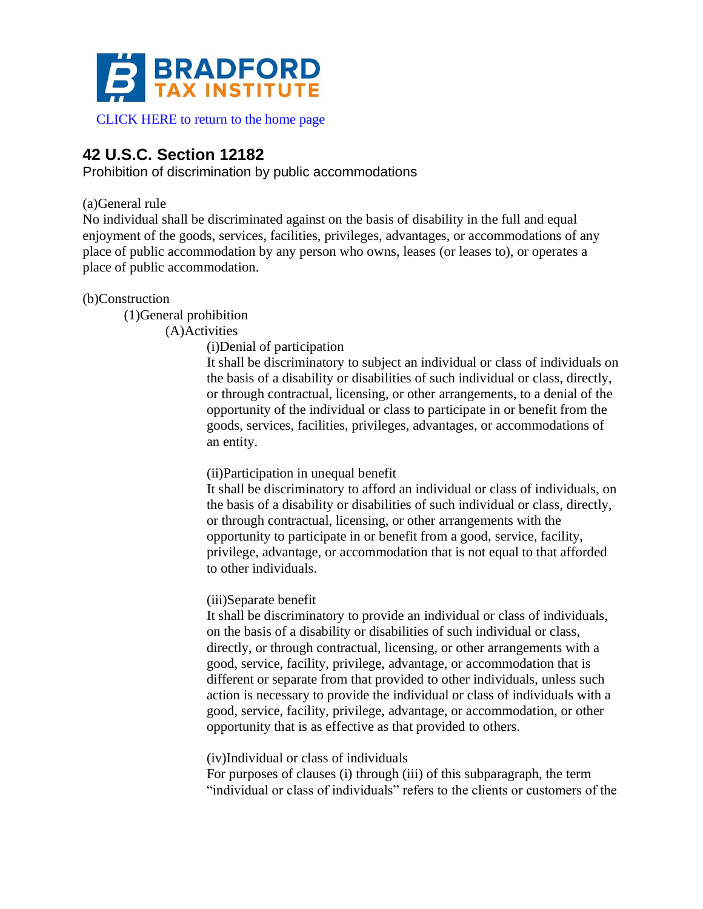BRADFORD TAX INSTITUTE

CLICK HERE to return to the home page

## 42 U.S.C. Section 12182

Prohibition of discrimination by public accommodations

(a)General rule

No individual shall be discriminated against on the basis of disability in the full and equal enjoyment of the goods, services, facilities, privileges, advantages, or accommodations of any place of public accommodation by any person who owns, leases (or leases to), or operates a place of public accommodation.

(b)Construction

(1)General prohibition

(A)Activities

(i)Denial of participation

It shall be discriminatory to subject an individual or class of individuals on the basis of a disability or disabilities of such individual or class, directly, or through contractual, licensing, or other arrangements, to a denial of the opportunity of the individual or class to participate in or benefit from the goods, services, facilities, privileges, advantages, or accommodations of an entity.

(ii)Participation in unequal benefit

It shall be discriminatory to afford an individual or class of individuals, on the basis of a disability or disabilities of such individual or class, directly, or through contractual, licensing, or other arrangements with the opportunity to participate in or benefit from a good, service, facility, privilege, advantage, or accommodation that is not equal to that afforded to other individuals.

(iii)Separate benefit

It shall be discriminatory to provide an individual or class of individuals, on the basis of a disability or disabilities of such individual or class, directly, or through contractual, licensing, or other arrangements with a good, service, facility, privilege, advantage, or accommodation that is different or separate from that provided to other individuals, unless such action is necessary to provide the individual or class of individuals with a good, service, facility, privilege, advantage, or accommodation, or other opportunity that is as effective as that provided to others.

(iv)Individual or class of individuals

For purposes of clauses (i) through (iii) of this subparagraph, the term "individual or class of individuals" refers to the clients or customers of the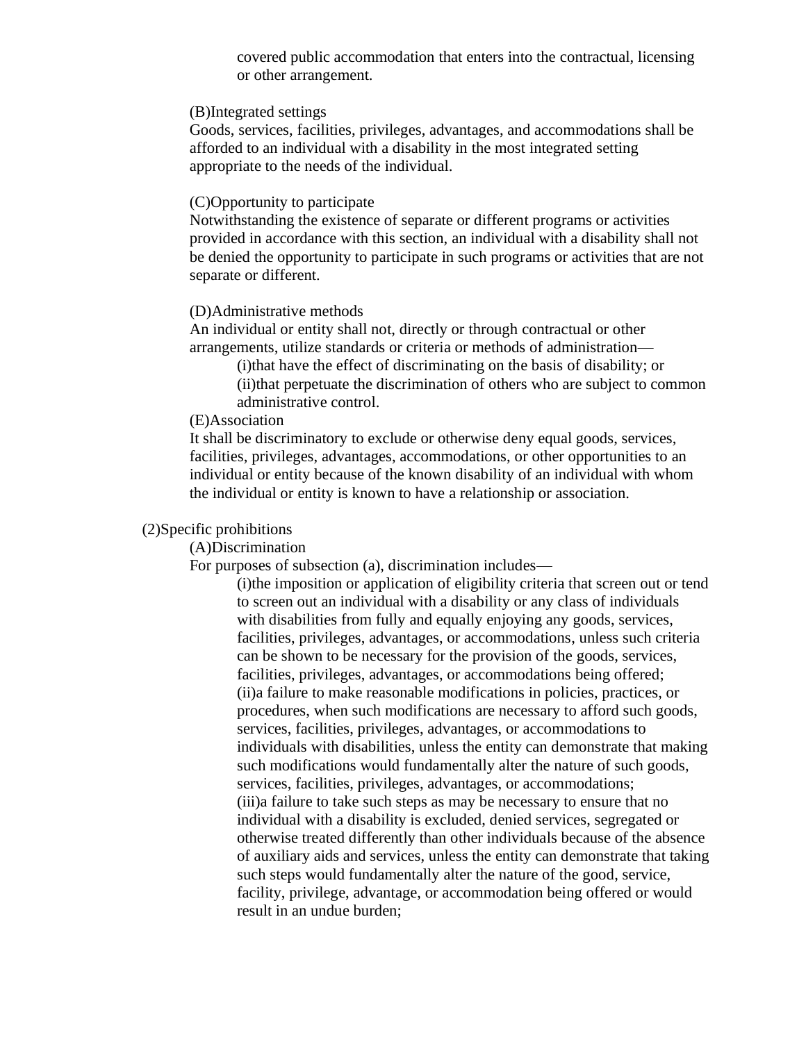covered public accommodation that enters into the contractual, licensing or other arrangement.

(B)Integrated settings

Goods, services, facilities, privileges, advantages, and accommodations shall be afforded to an individual with a disability in the most integrated setting appropriate to the needs of the individual.

(C)Opportunity to participate

Notwithstanding the existence of separate or different programs or activities provided in accordance with this section, an individual with a disability shall not be denied the opportunity to participate in such programs or activities that are not separate or different.

(D)Administrative methods

An individual or entity shall not, directly or through contractual or other arrangements, utilize standards or criteria or methods of administration—

(i)that have the effect of discriminating on the basis of disability; or

(ii)that perpetuate the discrimination of others who are subject to common administrative control.

(E)Association

It shall be discriminatory to exclude or otherwise deny equal goods, services, facilities, privileges, advantages, accommodations, or other opportunities to an individual or entity because of the known disability of an individual with whom the individual or entity is known to have a relationship or association.

(2)Specific prohibitions

(A)Discrimination

For purposes of subsection (a), discrimination includes—

(i)the imposition or application of eligibility criteria that screen out or tend to screen out an individual with a disability or any class of individuals with disabilities from fully and equally enjoying any goods, services, facilities, privileges, advantages, or accommodations, unless such criteria can be shown to be necessary for the provision of the goods, services, facilities, privileges, advantages, or accommodations being offered;

(ii)a failure to make reasonable modifications in policies, practices, or procedures, when such modifications are necessary to afford such goods, services, facilities, privileges, advantages, or accommodations to individuals with disabilities, unless the entity can demonstrate that making such modifications would fundamentally alter the nature of such goods, services, facilities, privileges, advantages, or accommodations;

(iii)a failure to take such steps as may be necessary to ensure that no individual with a disability is excluded, denied services, segregated or otherwise treated differently than other individuals because of the absence of auxiliary aids and services, unless the entity can demonstrate that taking such steps would fundamentally alter the nature of the good, service, facility, privilege, advantage, or accommodation being offered or would result in an undue burden;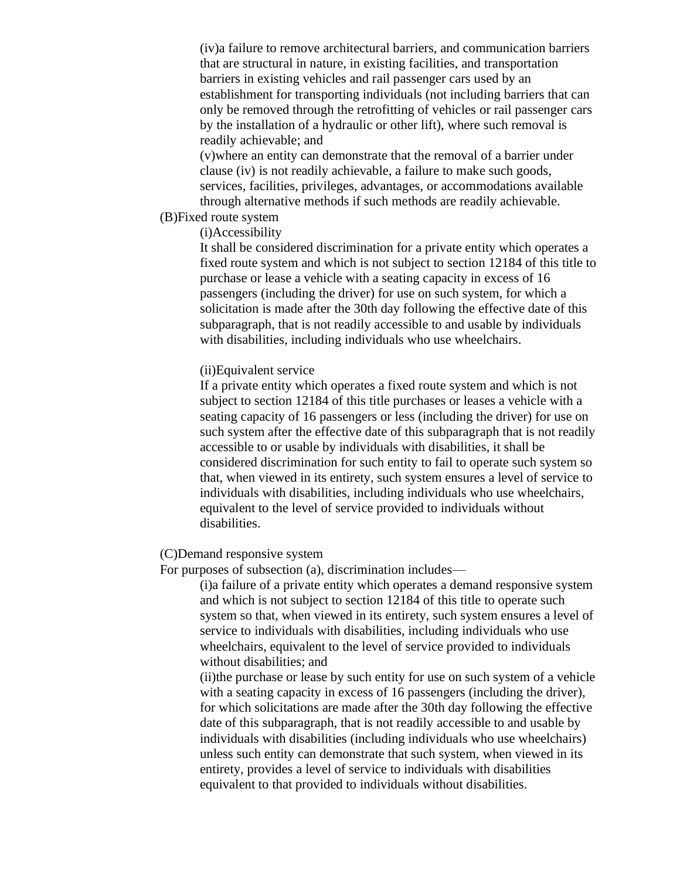(iv)a failure to remove architectural barriers, and communication barriers that are structural in nature, in existing facilities, and transportation barriers in existing vehicles and rail passenger cars used by an establishment for transporting individuals (not including barriers that can only be removed through the retrofitting of vehicles or rail passenger cars by the installation of a hydraulic or other lift), where such removal is readily achievable; and

(v)where an entity can demonstrate that the removal of a barrier under clause (iv) is not readily achievable, a failure to make such goods, services, facilities, privileges, advantages, or accommodations available through alternative methods if such methods are readily achievable.

(B)Fixed route system

(i)Accessibility

It shall be considered discrimination for a private entity which operates a fixed route system and which is not subject to section 12184 of this title to purchase or lease a vehicle with a seating capacity in excess of 16 passengers (including the driver) for use on such system, for which a solicitation is made after the 30th day following the effective date of this subparagraph, that is not readily accessible to and usable by individuals with disabilities, including individuals who use wheelchairs.

(ii)Equivalent service

If a private entity which operates a fixed route system and which is not subject to section 12184 of this title purchases or leases a vehicle with a seating capacity of 16 passengers or less (including the driver) for use on such system after the effective date of this subparagraph that is not readily accessible to or usable by individuals with disabilities, it shall be considered discrimination for such entity to fail to operate such system so that, when viewed in its entirety, such system ensures a level of service to individuals with disabilities, including individuals who use wheelchairs, equivalent to the level of service provided to individuals without disabilities.

(C)Demand responsive system

For purposes of subsection (a), discrimination includes—

(i)a failure of a private entity which operates a demand responsive system and which is not subject to section 12184 of this title to operate such system so that, when viewed in its entirety, such system ensures a level of service to individuals with disabilities, including individuals who use wheelchairs, equivalent to the level of service provided to individuals without disabilities; and

(ii)the purchase or lease by such entity for use on such system of a vehicle with a seating capacity in excess of 16 passengers (including the driver), for which solicitations are made after the 30th day following the effective date of this subparagraph, that is not readily accessible to and usable by individuals with disabilities (including individuals who use wheelchairs) unless such entity can demonstrate that such system, when viewed in its entirety, provides a level of service to individuals with disabilities equivalent to that provided to individuals without disabilities.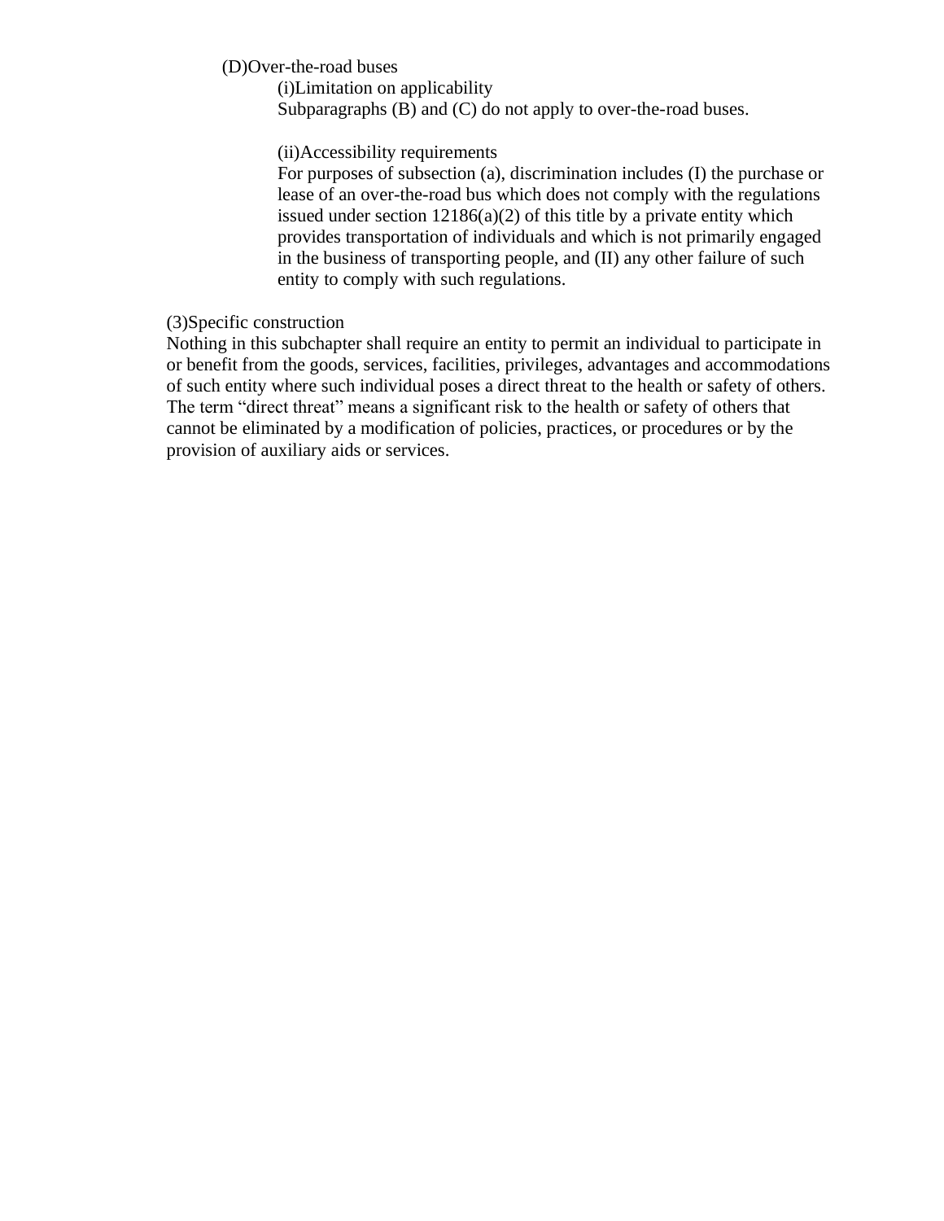(D)Over-the-road buses

(i)Limitation on applicability

Subparagraphs (B) and (C) do not apply to over-the-road buses.

(ii)Accessibility requirements

For purposes of subsection (a), discrimination includes (I) the purchase or lease of an over-the-road bus which does not comply with the regulations issued under section 12186(a)(2) of this title by a private entity which provides transportation of individuals and which is not primarily engaged in the business of transporting people, and (II) any other failure of such entity to comply with such regulations.

(3)Specific construction

Nothing in this subchapter shall require an entity to permit an individual to participate in or benefit from the goods, services, facilities, privileges, advantages and accommodations of such entity where such individual poses a direct threat to the health or safety of others. The term “direct threat” means a significant risk to the health or safety of others that cannot be eliminated by a modification of policies, practices, or procedures or by the provision of auxiliary aids or services.